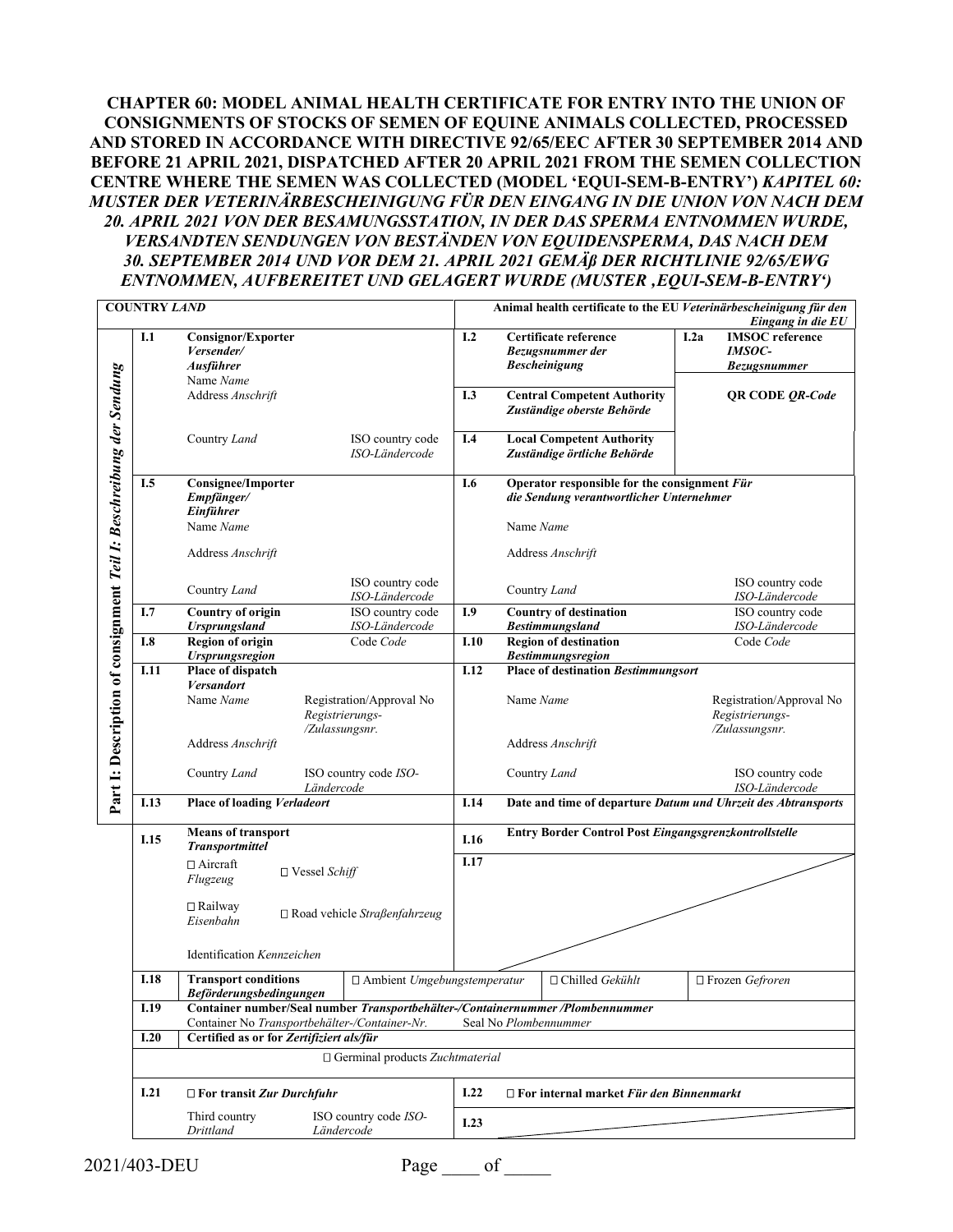**CHAPTER 60: MODEL ANIMAL HEALTH CERTIFICATE FOR ENTRY INTO THE UNION OF CONSIGNMENTS OF STOCKS OF SEMEN OF EQUINE ANIMALS COLLECTED, PROCESSED AND STORED IN ACCORDANCE WITH DIRECTIVE 92/65/EEC AFTER 30 SEPTEMBER 2014 AND BEFORE 21 APRIL 2021, DISPATCHED AFTER 20 APRIL 2021 FROM THE SEMEN COLLECTION CENTRE WHERE THE SEMEN WAS COLLECTED (MODEL 'EQUI-SEM-B-ENTRY')** ***KAPITEL 60: MUSTER DER VETERINÄRBESCHEINIGUNG FÜR DEN EINGANG IN DIE UNION VON NACH DEM 20. APRIL 2021 VON DER BESAMUNGSSTATION, IN DER DAS SPERMA ENTNOMMEN WURDE, VERSANDTEN SENDUNGEN VON BESTÄNDEN VON EQUIDENSPERMA, DAS NACH DEM 30. SEPTEMBER 2014 UND VOR DEM 21. APRIL 2021 GEMÄß DER RICHTLINIE 92/65/EWG ENTNOMMEN, AUFBEREITET UND GELAGERT WURDE (MUSTER ‚EQUI-SEM-B-ENTRY')***

**Part I: Description of consignment** ***Teil I: Beschreibung der Sendung***

| | | | |
|---|---|---|---|
| **COUNTRY** *LAND* | | **Animal health certificate to the EU** *Veterinärbescheinigung für den Eingang in die EU* | |
| **I.1** | **Consignor/Exporter** *Versender/ Ausführer*<br>Name *Name*<br>Address *Anschrift*<br>Country *Land* — ISO country code *ISO-Ländercode* | **I.2** | **Certificate reference** *Bezugsnummer der Bescheinigung* — **I.2a IMSOC reference** *IMSOC-Bezugsnummer* |
| | | **I.3** | **Central Competent Authority** *Zuständige oberste Behörde* — **QR CODE** *QR-Code* |
| | | **I.4** | **Local Competent Authority** *Zuständige örtliche Behörde* |
| **I.5** | **Consignee/Importer** *Empfänger/ Einführer*<br>Name *Name*<br>Address *Anschrift*<br>Country *Land* — ISO country code *ISO-Ländercode* | **I.6** | **Operator responsible for the consignment** *Für die Sendung verantwortlicher Unternehmer*<br>Name *Name*<br>Address *Anschrift*<br>Country *Land* — ISO country code *ISO-Ländercode* |
| **I.7** | **Country of origin** *Ursprungsland* — ISO country code *ISO-Ländercode* | **I.9** | **Country of destination** *Bestimmungsland* — ISO country code *ISO-Ländercode* |
| **I.8** | **Region of origin** *Ursprungsregion* — Code *Code* | **I.10** | **Region of destination** *Bestimmungsregion* — Code *Code* |
| **I.11** | **Place of dispatch** *Versandort*<br>Name *Name* — Registration/Approval No *Registrierungs-/Zulassungsnr.*<br>Address *Anschrift*<br>Country *Land* — ISO country code *ISO-Ländercode* | **I.12** | **Place of destination** ***Bestimmungsort***<br>Name *Name* — Registration/Approval No *Registrierungs-/Zulassungsnr.*<br>Address *Anschrift*<br>Country *Land* — ISO country code *ISO-Ländercode* |
| **I.13** | **Place of loading** ***Verladeort*** | **I.14** | **Date and time of departure** ***Datum und Uhrzeit des Abtransports*** |
| **I.15** | **Means of transport** *Transportmittel*<br>☐ Aircraft *Flugzeug* ☐ Vessel *Schiff*<br>☐ Railway *Eisenbahn* ☐ Road vehicle *Straßenfahrzeug*<br>Identification *Kennzeichen* | **I.16** | **Entry Border Control Post** ***Eingangsgrenzkontrollstelle*** |
| | | **I.17** | |
| **I.18** | **Transport conditions** *Beförderungsbedingungen* — ☐ Ambient *Umgebungstemperatur* ☐ Chilled *Gekühlt* ☐ Frozen *Gefroren* | | |
| **I.19** | **Container number/Seal number** ***Transportbehälter-/Containernummer /Plombennummer***<br>Container No *Transportbehälter-/Container-Nr.* — Seal No *Plombennummer* | | |
| **I.20** | **Certified as or for** ***Zertifiziert als/für***<br>☐ Germinal products *Zuchtmaterial* | | |
| **I.21** | ☐ **For transit** ***Zur Durchfuhr***<br>Third country *Drittland* — ISO country code *ISO-Ländercode* | **I.22** | ☐ **For internal market** ***Für den Binnenmarkt*** |
| | | **I.23** | |

2021/403-DEU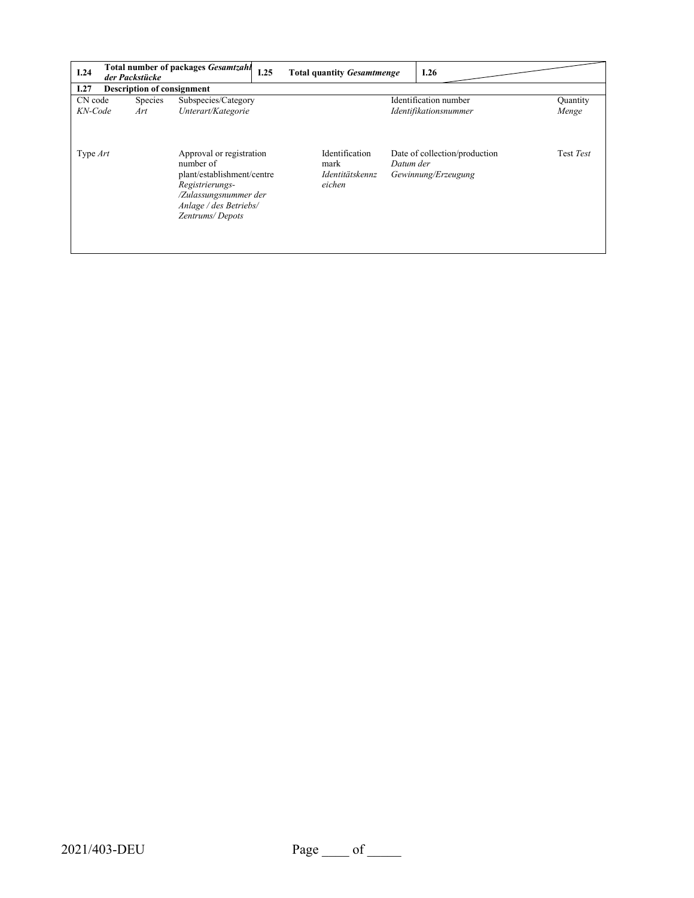| I.24 | Total number of packages *Gesamtzahl der Packstücke* | I.25 | Total quantity *Gesamtmenge* | I.26 | |
|---|---|---|---|---|---|

**I.27 Description of consignment**

| CN code *KN-Code* | Species *Art* | Subspecies/Category *Unterart/Kategorie* | | Identification number *Identifikationsnummer* | Quantity *Menge* |
|---|---|---|---|---|---|
| Type *Art* | | Approval or registration number of plant/establishment/centre *Registrierungs- /Zulassungsnummer der Anlage / des Betriebs/ Zentrums/ Depots* | Identification mark *Identitätskennzeichen* | Date of collection/production *Datum der Gewinnung/Erzeugung* | Test *Test* |

2021/403-DEU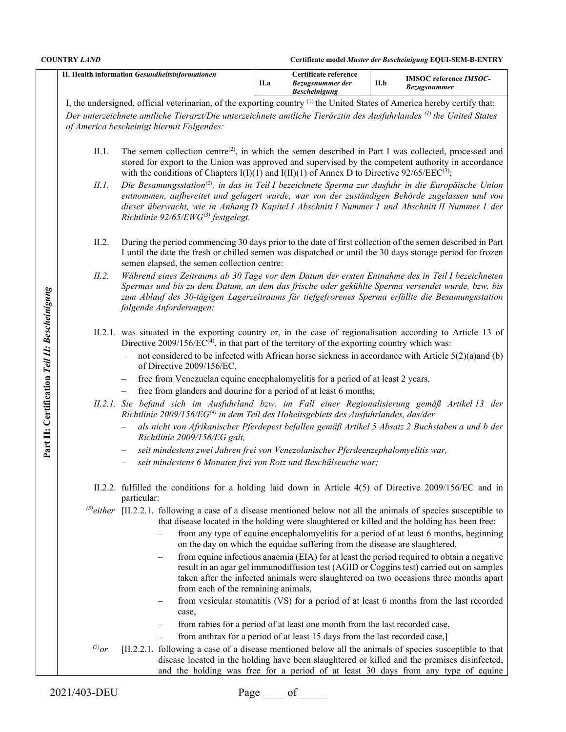**II. Health information** *Gesundheitsinformationen*

| II.a | Certificate reference *Bezugsnummer der Bescheinigung* | II.b | IMSOC reference *IMSOC-Bezugsnummer* |
|---|---|---|---|

**Part II: Certification** *Teil II: Bescheinigung*

I, the undersigned, official veterinarian, of the exporting country [(1)] the United States of America hereby certify that:

*Der unterzeichnete amtliche Tierarzt/Die unterzeichnete amtliche Tierärztin des Ausfuhrlandes [(1)] the United States of America bescheinigt hiermit Folgendes:*

II.1. The semen collection centre[(2)], in which the semen described in Part I was collected, processed and stored for export to the Union was approved and supervised by the competent authority in accordance with the conditions of Chapters I(I)(1) and I(II)(1) of Annex D to Directive 92/65/EEC[(3)];

*II.1. Die Besamungsstation[(2)], in das in Teil I bezeichnete Sperma zur Ausfuhr in die Europäische Union entnommen, aufbereitet und gelagert wurde, war von der zuständigen Behörde zugelassen und von dieser überwacht, wie in Anhang D Kapitel I Abschnitt I Nummer 1 und Abschnitt II Nummer 1 der Richtlinie 92/65/EWG[(3)] festgelegt.*

II.2. During the period commencing 30 days prior to the date of first collection of the semen described in Part I until the date the fresh or chilled semen was dispatched or until the 30 days storage period for frozen semen elapsed, the semen collection centre:

*II.2. Während eines Zeitraums ab 30 Tage vor dem Datum der ersten Entnahme des in Teil I bezeichneten Spermas und bis zu dem Datum, an dem das frische oder gekühlte Sperma versendet wurde, bzw. bis zum Ablauf des 30-tägigen Lagerzeitraums für tiefgefrorenes Sperma erfüllte die Besamungsstation folgende Anforderungen:*

II.2.1. was situated in the exporting country or, in the case of regionalisation according to Article 13 of Directive 2009/156/EC[(4)], in that part of the territory of the exporting country which was:

- not considered to be infected with African horse sickness in accordance with Article 5(2)(a)and (b) of Directive 2009/156/EC,
- free from Venezuelan equine encephalomyelitis for a period of at least 2 years,
- free from glanders and dourine for a period of at least 6 months;

*II.2.1. Sie befand sich im Ausfuhrland bzw. im Fall einer Regionalisierung gemäß Artikel 13 der Richtlinie 2009/156/EG[(4)] in dem Teil des Hoheitsgebiets des Ausfuhrlandes, das/der*

- *als nicht von Afrikanischer Pferdepest befallen gemäß Artikel 5 Absatz 2 Buchstaben a und b der Richtlinie 2009/156/EG galt,*
- *seit mindestens zwei Jahren frei von Venezolanischer Pferdeenzephalomyelitis war,*
- *seit mindestens 6 Monaten frei von Rotz und Beschälseuche war;*

II.2.2. fulfilled the conditions for a holding laid down in Article 4(5) of Directive 2009/156/EC and in particular:

[(5)]*either* [II.2.2.1. following a case of a disease mentioned below not all the animals of species susceptible to that disease located in the holding were slaughtered or killed and the holding has been free:

- from any type of equine encephalomyelitis for a period of at least 6 months, beginning on the day on which the equidae suffering from the disease are slaughtered,
- from equine infectious anaemia (EIA) for at least the period required to obtain a negative result in an agar gel immunodiffusion test (AGID or Coggins test) carried out on samples taken after the infected animals were slaughtered on two occasions three months apart from each of the remaining animals,
- from vesicular stomatitis (VS) for a period of at least 6 months from the last recorded case,
- from rabies for a period of at least one month from the last recorded case,
- from anthrax for a period of at least 15 days from the last recorded case,]

[(5)]*or* [II.2.2.1. following a case of a disease mentioned below all the animals of species susceptible to that disease located in the holding have been slaughtered or killed and the premises disinfected, and the holding was free for a period of at least 30 days from any type of equine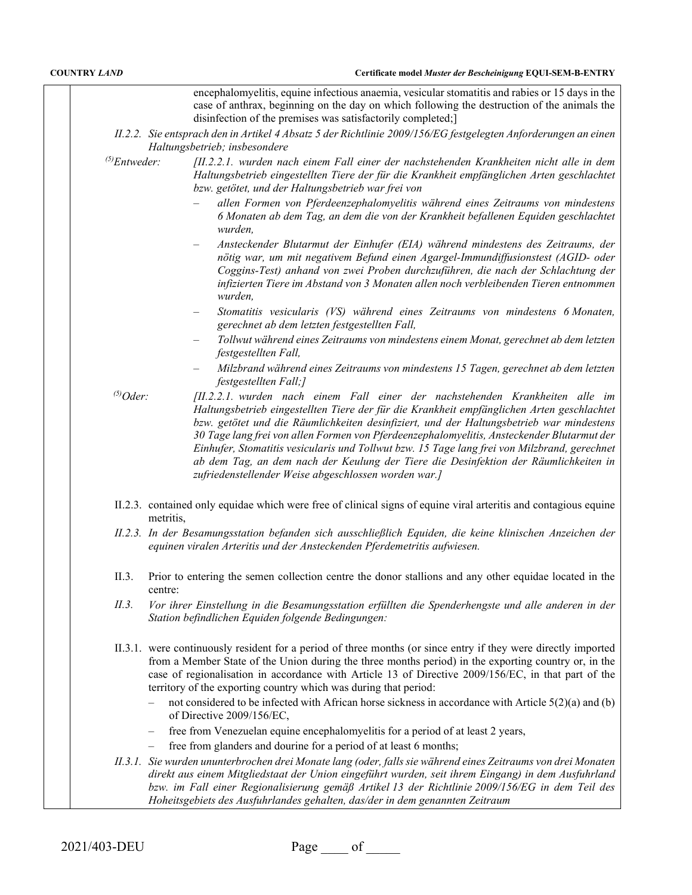encephalomyelitis, equine infectious anaemia, vesicular stomatitis and rabies or 15 days in the case of anthrax, beginning on the day on which following the destruction of the animals the disinfection of the premises was satisfactorily completed;]

*II.2.2. Sie entsprach den in Artikel 4 Absatz 5 der Richtlinie 2009/156/EG festgelegten Anforderungen an einen Haltungsbetrieb; insbesondere*

*[5]Entweder:* *[II.2.2.1. wurden nach einem Fall einer der nachstehenden Krankheiten nicht alle in dem Haltungsbetrieb eingestellten Tiere der für die Krankheit empfänglichen Arten geschlachtet bzw. getötet, und der Haltungsbetrieb war frei von*

- *allen Formen von Pferdeenzephalomyelitis während eines Zeitraums von mindestens 6 Monaten ab dem Tag, an dem die von der Krankheit befallenen Equiden geschlachtet wurden,*
- *Ansteckender Blutarmut der Einhufer (EIA) während mindestens des Zeitraums, der nötig war, um mit negativem Befund einen Agargel-Immundiffusionstest (AGID- oder Coggins-Test) anhand von zwei Proben durchzuführen, die nach der Schlachtung der infizierten Tiere im Abstand von 3 Monaten allen noch verbleibenden Tieren entnommen wurden,*
- *Stomatitis vesicularis (VS) während eines Zeitraums von mindestens 6 Monaten, gerechnet ab dem letzten festgestellten Fall,*
- *Tollwut während eines Zeitraums von mindestens einem Monat, gerechnet ab dem letzten festgestellten Fall,*
- *Milzbrand während eines Zeitraums von mindestens 15 Tagen, gerechnet ab dem letzten festgestellten Fall;]*

*[5]Oder:* *[II.2.2.1. wurden nach einem Fall einer der nachstehenden Krankheiten alle im Haltungsbetrieb eingestellten Tiere der für die Krankheit empfänglichen Arten geschlachtet bzw. getötet und die Räumlichkeiten desinfiziert, und der Haltungsbetrieb war mindestens 30 Tage lang frei von allen Formen von Pferdeenzephalomyelitis, Ansteckender Blutarmut der Einhufer, Stomatitis vesicularis und Tollwut bzw. 15 Tage lang frei von Milzbrand, gerechnet ab dem Tag, an dem nach der Keulung der Tiere die Desinfektion der Räumlichkeiten in zufriedenstellender Weise abgeschlossen worden war.]*

II.2.3. contained only equidae which were free of clinical signs of equine viral arteritis and contagious equine metritis,

*II.2.3. In der Besamungsstation befanden sich ausschließlich Equiden, die keine klinischen Anzeichen der equinen viralen Arteritis und der Ansteckenden Pferdemetritis aufwiesen.*

II.3. Prior to entering the semen collection centre the donor stallions and any other equidae located in the centre:

*II.3. Vor ihrer Einstellung in die Besamungsstation erfüllten die Spenderhengste und alle anderen in der Station befindlichen Equiden folgende Bedingungen:*

II.3.1. were continuously resident for a period of three months (or since entry if they were directly imported from a Member State of the Union during the three months period) in the exporting country or, in the case of regionalisation in accordance with Article 13 of Directive 2009/156/EC, in that part of the territory of the exporting country which was during that period:

- not considered to be infected with African horse sickness in accordance with Article 5(2)(a) and (b) of Directive 2009/156/EC,
- free from Venezuelan equine encephalomyelitis for a period of at least 2 years,
- free from glanders and dourine for a period of at least 6 months;

*II.3.1. Sie wurden ununterbrochen drei Monate lang (oder, falls sie während eines Zeitraums von drei Monaten direkt aus einem Mitgliedstaat der Union eingeführt wurden, seit ihrem Eingang) in dem Ausfuhrland bzw. im Fall einer Regionalisierung gemäß Artikel 13 der Richtlinie 2009/156/EG in dem Teil des Hoheitsgebiets des Ausfuhrlandes gehalten, das/der in dem genannten Zeitraum*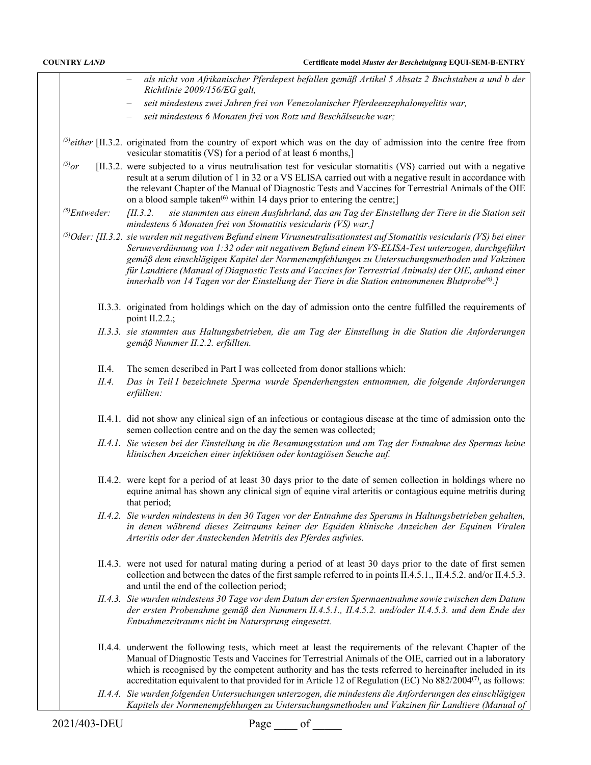- *als nicht von Afrikanischer Pferdepest befallen gemäß Artikel 5 Absatz 2 Buchstaben a und b der Richtlinie 2009/156/EG galt,*
- *seit mindestens zwei Jahren frei von Venezolanischer Pferdeenzephalomyelitis war,*
- *seit mindestens 6 Monaten frei von Rotz und Beschälseuche war;*

[(5)]*either* [II.3.2. originated from the country of export which was on the day of admission into the centre free from vesicular stomatitis (VS) for a period of at least 6 months,]

[(5)]*or* [II.3.2. were subjected to a virus neutralisation test for vesicular stomatitis (VS) carried out with a negative result at a serum dilution of 1 in 32 or a VS ELISA carried out with a negative result in accordance with the relevant Chapter of the Manual of Diagnostic Tests and Vaccines for Terrestrial Animals of the OIE on a blood sample taken[(6)] within 14 days prior to entering the centre;]

[(5)]*Entweder: [II.3.2. sie stammten aus einem Ausfuhrland, das am Tag der Einstellung der Tiere in die Station seit mindestens 6 Monaten frei von Stomatitis vesicularis (VS) war.]*

[(5)]*Oder: [II.3.2. sie wurden mit negativem Befund einem Virusneutralisationstest auf Stomatitis vesicularis (VS) bei einer Serumverdünnung von 1:32 oder mit negativem Befund einem VS-ELISA-Test unterzogen, durchgeführt gemäß dem einschlägigen Kapitel der Normenempfehlungen zu Untersuchungsmethoden und Vakzinen für Landtiere (Manual of Diagnostic Tests and Vaccines for Terrestrial Animals) der OIE, anhand einer innerhalb von 14 Tagen vor der Einstellung der Tiere in die Station entnommenen Blutprobe[(6)].]*

II.3.3. originated from holdings which on the day of admission onto the centre fulfilled the requirements of point II.2.2.;

*II.3.3. sie stammten aus Haltungsbetrieben, die am Tag der Einstellung in die Station die Anforderungen gemäß Nummer II.2.2. erfüllten.*

II.4. The semen described in Part I was collected from donor stallions which:

*II.4. Das in Teil I bezeichnete Sperma wurde Spenderhengsten entnommen, die folgende Anforderungen erfüllten:*

II.4.1. did not show any clinical sign of an infectious or contagious disease at the time of admission onto the semen collection centre and on the day the semen was collected;

*II.4.1. Sie wiesen bei der Einstellung in die Besamungsstation und am Tag der Entnahme des Spermas keine klinischen Anzeichen einer infektiösen oder kontagiösen Seuche auf.*

II.4.2. were kept for a period of at least 30 days prior to the date of semen collection in holdings where no equine animal has shown any clinical sign of equine viral arteritis or contagious equine metritis during that period;

*II.4.2. Sie wurden mindestens in den 30 Tagen vor der Entnahme des Sperams in Haltungsbetrieben gehalten, in denen während dieses Zeitraums keiner der Equiden klinische Anzeichen der Equinen Viralen Arteritis oder der Ansteckenden Metritis des Pferdes aufwies.*

II.4.3. were not used for natural mating during a period of at least 30 days prior to the date of first semen collection and between the dates of the first sample referred to in points II.4.5.1., II.4.5.2. and/or II.4.5.3. and until the end of the collection period;

*II.4.3. Sie wurden mindestens 30 Tage vor dem Datum der ersten Spermaentnahme sowie zwischen dem Datum der ersten Probenahme gemäß den Nummern II.4.5.1., II.4.5.2. und/oder II.4.5.3. und dem Ende des Entnahmezeitraums nicht im Natursprung eingesetzt.*

II.4.4. underwent the following tests, which meet at least the requirements of the relevant Chapter of the Manual of Diagnostic Tests and Vaccines for Terrestrial Animals of the OIE, carried out in a laboratory which is recognised by the competent authority and has the tests referred to hereinafter included in its accreditation equivalent to that provided for in Article 12 of Regulation (EC) No 882/2004[(7)], as follows:

*II.4.4. Sie wurden folgenden Untersuchungen unterzogen, die mindestens die Anforderungen des einschlägigen Kapitels der Normenempfehlungen zu Untersuchungsmethoden und Vakzinen für Landtiere (Manual of*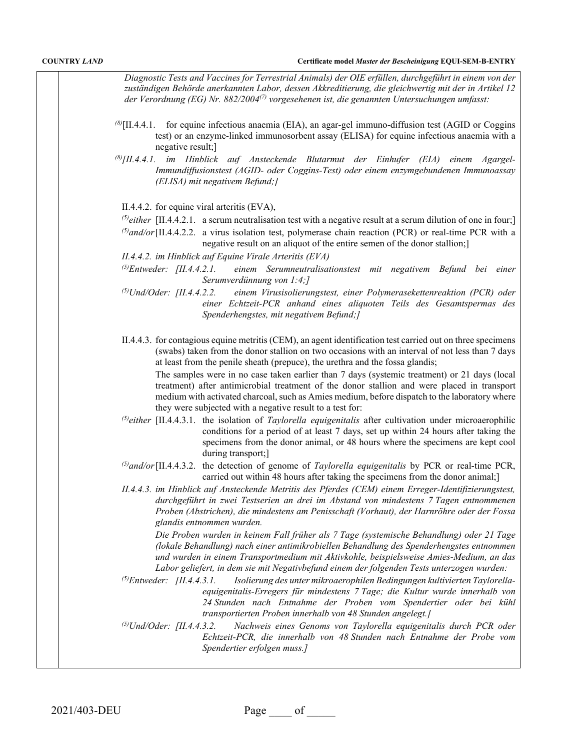*Diagnostic Tests and Vaccines for Terrestrial Animals) der OIE erfüllen, durchgeführt in einem von der zuständigen Behörde anerkannten Labor, dessen Akkreditierung, die gleichwertig mit der in Artikel 12 der Verordnung (EG) Nr. 882/2004(7) vorgesehenen ist, die genannten Untersuchungen umfasst:*

(8)[II.4.4.1. for equine infectious anaemia (EIA), an agar-gel immuno-diffusion test (AGID or Coggins test) or an enzyme-linked immunosorbent assay (ELISA) for equine infectious anaemia with a negative result;]

*(8)[II.4.4.1. im Hinblick auf Ansteckende Blutarmut der Einhufer (EIA) einem Agargel-Immundiffusionstest (AGID- oder Coggins-Test) oder einem enzymgebundenen Immunoassay (ELISA) mit negativem Befund;]*

II.4.4.2. for equine viral arteritis (EVA),

(5)either [II.4.4.2.1. a serum neutralisation test with a negative result at a serum dilution of one in four;]

(5)and/or [II.4.4.2.2. a virus isolation test, polymerase chain reaction (PCR) or real-time PCR with a negative result on an aliquot of the entire semen of the donor stallion;]

*II.4.4.2. im Hinblick auf Equine Virale Arteritis (EVA)*

*(5)Entweder: [II.4.4.2.1. einem Serumneutralisationstest mit negativem Befund bei einer Serumverdünnung von 1:4;]*

*(5)Und/Oder: [II.4.4.2.2. einem Virusisolierungstest, einer Polymerasekettenreaktion (PCR) oder einer Echtzeit-PCR anhand eines aliquoten Teils des Gesamtspermas des Spenderhengstes, mit negativem Befund;]*

II.4.4.3. for contagious equine metritis (CEM), an agent identification test carried out on three specimens (swabs) taken from the donor stallion on two occasions with an interval of not less than 7 days at least from the penile sheath (prepuce), the urethra and the fossa glandis;

The samples were in no case taken earlier than 7 days (systemic treatment) or 21 days (local treatment) after antimicrobial treatment of the donor stallion and were placed in transport medium with activated charcoal, such as Amies medium, before dispatch to the laboratory where they were subjected with a negative result to a test for:

(5)either [II.4.4.3.1. the isolation of *Taylorella equigenitalis* after cultivation under microaerophilic conditions for a period of at least 7 days, set up within 24 hours after taking the specimens from the donor animal, or 48 hours where the specimens are kept cool during transport;]

(5)and/or [II.4.4.3.2. the detection of genome of *Taylorella equigenitalis* by PCR or real-time PCR, carried out within 48 hours after taking the specimens from the donor animal;]

*II.4.4.3. im Hinblick auf Ansteckende Metritis des Pferdes (CEM) einem Erreger-Identifizierungstest, durchgeführt in zwei Testserien an drei im Abstand von mindestens 7 Tagen entnommenen Proben (Abstrichen), die mindestens am Penisschaft (Vorhaut), der Harnröhre oder der Fossa glandis entnommen wurden.*

*Die Proben wurden in keinem Fall früher als 7 Tage (systemische Behandlung) oder 21 Tage (lokale Behandlung) nach einer antimikrobiellen Behandlung des Spenderhengstes entnommen und wurden in einem Transportmedium mit Aktivkohle, beispielsweise Amies-Medium, an das Labor geliefert, in dem sie mit Negativbefund einem der folgenden Tests unterzogen wurden:*

*(5)Entweder: [II.4.4.3.1. Isolierung des unter mikroaerophilen Bedingungen kultivierten Taylorella-equigenitalis-Erregers für mindestens 7 Tage; die Kultur wurde innerhalb von 24 Stunden nach Entnahme der Proben vom Spendertier oder bei kühl transportierten Proben innerhalb von 48 Stunden angelegt.]*

*(5)Und/Oder: [II.4.4.3.2. Nachweis eines Genoms von Taylorella equigenitalis durch PCR oder Echtzeit-PCR, die innerhalb von 48 Stunden nach Entnahme der Probe vom Spendertier erfolgen muss.]*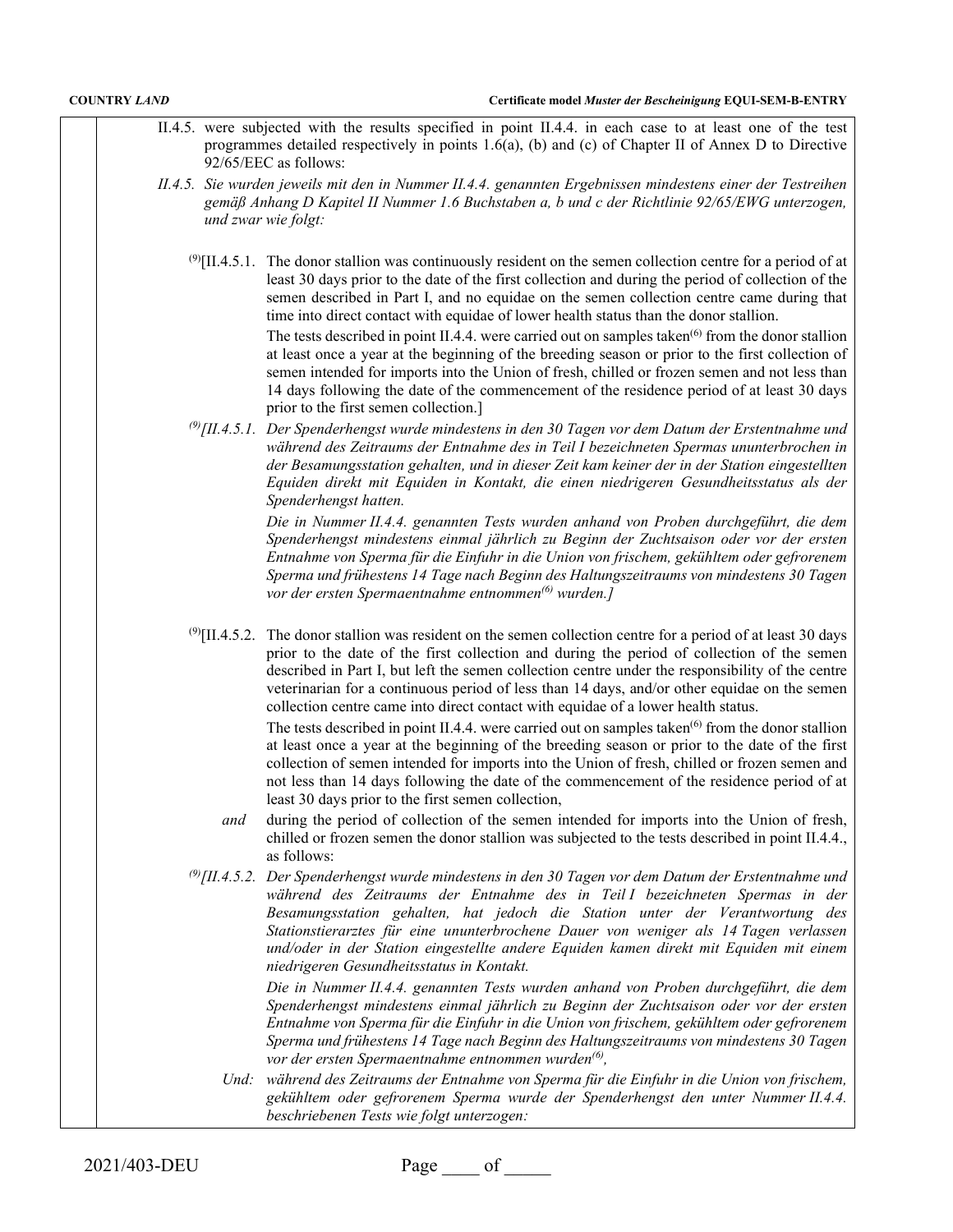II.4.5. were subjected with the results specified in point II.4.4. in each case to at least one of the test programmes detailed respectively in points 1.6(a), (b) and (c) of Chapter II of Annex D to Directive 92/65/EEC as follows:

*II.4.5. Sie wurden jeweils mit den in Nummer II.4.4. genannten Ergebnissen mindestens einer der Testreihen gemäß Anhang D Kapitel II Nummer 1.6 Buchstaben a, b und c der Richtlinie 92/65/EWG unterzogen, und zwar wie folgt:*

(9)[II.4.5.1. The donor stallion was continuously resident on the semen collection centre for a period of at least 30 days prior to the date of the first collection and during the period of collection of the semen described in Part I, and no equidae on the semen collection centre came during that time into direct contact with equidae of lower health status than the donor stallion.

The tests described in point II.4.4. were carried out on samples taken(6) from the donor stallion at least once a year at the beginning of the breeding season or prior to the first collection of semen intended for imports into the Union of fresh, chilled or frozen semen and not less than 14 days following the date of the commencement of the residence period of at least 30 days prior to the first semen collection.]

*(9)[II.4.5.1. Der Spenderhengst wurde mindestens in den 30 Tagen vor dem Datum der Erstentnahme und während des Zeitraums der Entnahme des in Teil I bezeichneten Spermas ununterbrochen in der Besamungsstation gehalten, und in dieser Zeit kam keiner der in der Station eingestellten Equiden direkt mit Equiden in Kontakt, die einen niedrigeren Gesundheitsstatus als der Spenderhengst hatten.*

*Die in Nummer II.4.4. genannten Tests wurden anhand von Proben durchgeführt, die dem Spenderhengst mindestens einmal jährlich zu Beginn der Zuchtsaison oder vor der ersten Entnahme von Sperma für die Einfuhr in die Union von frischem, gekühltem oder gefrorenem Sperma und frühestens 14 Tage nach Beginn des Haltungszeitraums von mindestens 30 Tagen vor der ersten Spermaentnahme entnommen(6) wurden.]*

(9)[II.4.5.2. The donor stallion was resident on the semen collection centre for a period of at least 30 days prior to the date of the first collection and during the period of collection of the semen described in Part I, but left the semen collection centre under the responsibility of the centre veterinarian for a continuous period of less than 14 days, and/or other equidae on the semen collection centre came into direct contact with equidae of a lower health status.

The tests described in point II.4.4. were carried out on samples taken(6) from the donor stallion at least once a year at the beginning of the breeding season or prior to the date of the first collection of semen intended for imports into the Union of fresh, chilled or frozen semen and not less than 14 days following the date of the commencement of the residence period of at least 30 days prior to the first semen collection,

*and* during the period of collection of the semen intended for imports into the Union of fresh, chilled or frozen semen the donor stallion was subjected to the tests described in point II.4.4., as follows:

*(9)[II.4.5.2. Der Spenderhengst wurde mindestens in den 30 Tagen vor dem Datum der Erstentnahme und während des Zeitraums der Entnahme des in Teil I bezeichneten Spermas in der Besamungsstation gehalten, hat jedoch die Station unter der Verantwortung des Stationstierarztes für eine ununterbrochene Dauer von weniger als 14 Tagen verlassen und/oder in der Station eingestellte andere Equiden kamen direkt mit Equiden mit einem niedrigeren Gesundheitsstatus in Kontakt.*

*Die in Nummer II.4.4. genannten Tests wurden anhand von Proben durchgeführt, die dem Spenderhengst mindestens einmal jährlich zu Beginn der Zuchtsaison oder vor der ersten Entnahme von Sperma für die Einfuhr in die Union von frischem, gekühltem oder gefrorenem Sperma und frühestens 14 Tage nach Beginn des Haltungszeitraums von mindestens 30 Tagen vor der ersten Spermaentnahme entnommen wurden(6),*

*Und: während des Zeitraums der Entnahme von Sperma für die Einfuhr in die Union von frischem, gekühltem oder gefrorenem Sperma wurde der Spenderhengst den unter Nummer II.4.4. beschriebenen Tests wie folgt unterzogen:*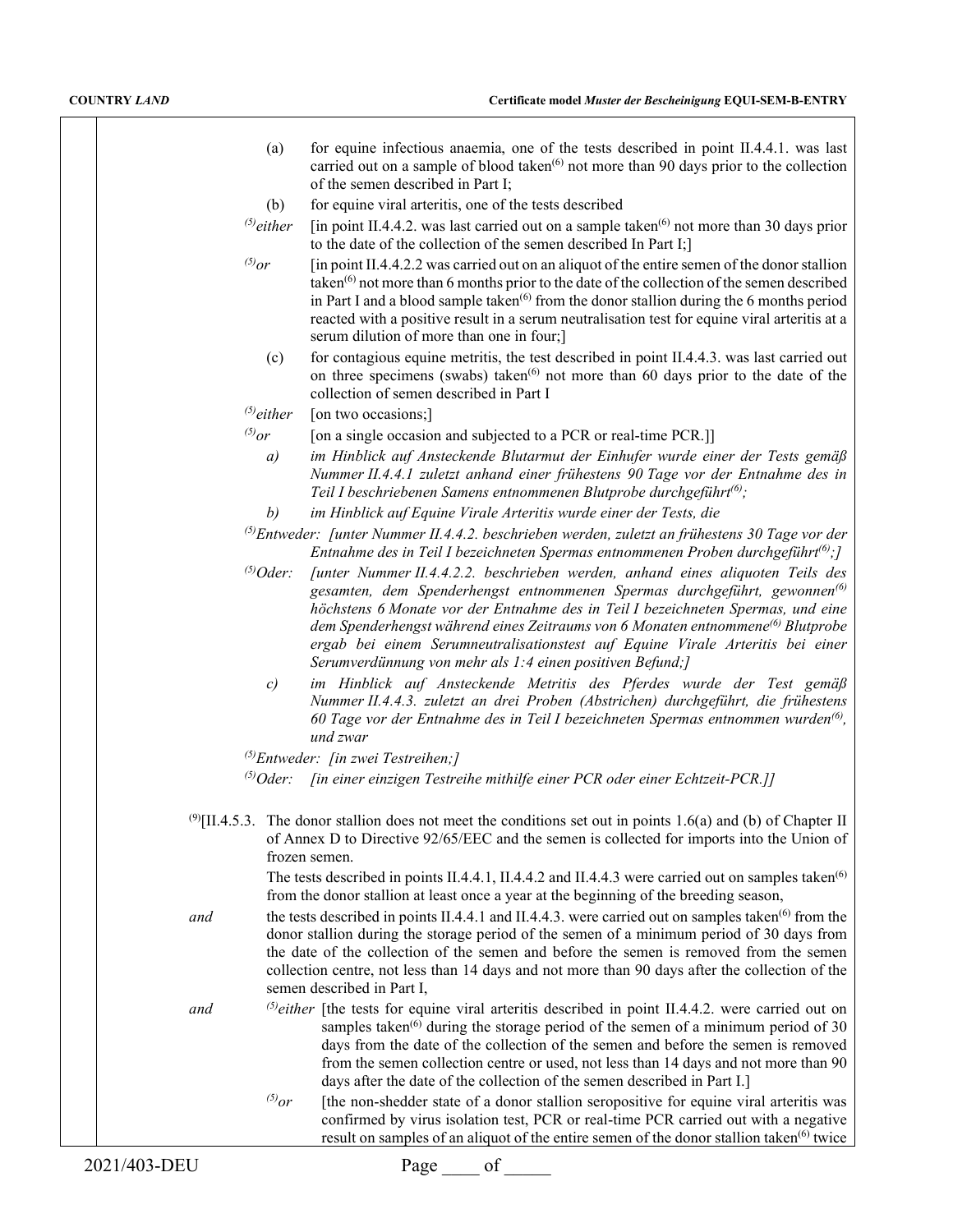(a) for equine infectious anaemia, one of the tests described in point II.4.4.1. was last carried out on a sample of blood taken[(6)] not more than 90 days prior to the collection of the semen described in Part I;

(b) for equine viral arteritis, one of the tests described

[(5)]*either* [in point II.4.4.2. was last carried out on a sample taken[(6)] not more than 30 days prior to the date of the collection of the semen described In Part I;]

[(5)]*or* [in point II.4.4.2.2 was carried out on an aliquot of the entire semen of the donor stallion taken[(6)] not more than 6 months prior to the date of the collection of the semen described in Part I and a blood sample taken[(6)] from the donor stallion during the 6 months period reacted with a positive result in a serum neutralisation test for equine viral arteritis at a serum dilution of more than one in four;]

(c) for contagious equine metritis, the test described in point II.4.4.3. was last carried out on three specimens (swabs) taken[(6)] not more than 60 days prior to the date of the collection of semen described in Part I

[(5)]*either* [on two occasions;]

[(5)]*or* [on a single occasion and subjected to a PCR or real-time PCR.]]

*a) im Hinblick auf Ansteckende Blutarmut der Einhufer wurde einer der Tests gemäß Nummer II.4.4.1 zuletzt anhand einer frühestens 90 Tage vor der Entnahme des in Teil I beschriebenen Samens entnommenen Blutprobe durchgeführt[(6)];*

*b) im Hinblick auf Equine Virale Arteritis wurde einer der Tests, die*

[(5)]*Entweder: [unter Nummer II.4.4.2. beschrieben werden, zuletzt an frühestens 30 Tage vor der Entnahme des in Teil I bezeichneten Spermas entnommenen Proben durchgeführt[(6)];]*

[(5)]*Oder: [unter Nummer II.4.4.2.2. beschrieben werden, anhand eines aliquoten Teils des gesamten, dem Spenderhengst entnommenen Spermas durchgeführt, gewonnen[(6)] höchstens 6 Monate vor der Entnahme des in Teil I bezeichneten Spermas, und eine dem Spenderhengst während eines Zeitraums von 6 Monaten entnommene[(6)] Blutprobe ergab bei einem Serumneutralisationstest auf Equine Virale Arteritis bei einer Serumverdünnung von mehr als 1:4 einen positiven Befund;]*

*c) im Hinblick auf Ansteckende Metritis des Pferdes wurde der Test gemäß Nummer II.4.4.3. zuletzt an drei Proben (Abstrichen) durchgeführt, die frühestens 60 Tage vor der Entnahme des in Teil I bezeichneten Spermas entnommen wurden[(6)], und zwar*

[(5)]*Entweder: [in zwei Testreihen;]*

[(5)]*Oder: [in einer einzigen Testreihe mithilfe einer PCR oder einer Echtzeit-PCR.]]*

[(9)][II.4.5.3. The donor stallion does not meet the conditions set out in points 1.6(a) and (b) of Chapter II of Annex D to Directive 92/65/EEC and the semen is collected for imports into the Union of frozen semen.

The tests described in points II.4.4.1, II.4.4.2 and II.4.4.3 were carried out on samples taken[(6)] from the donor stallion at least once a year at the beginning of the breeding season,

*and* the tests described in points II.4.4.1 and II.4.4.3. were carried out on samples taken[(6)] from the donor stallion during the storage period of the semen of a minimum period of 30 days from the date of the collection of the semen and before the semen is removed from the semen collection centre, not less than 14 days and not more than 90 days after the collection of the semen described in Part I,

*and* [(5)]*either* [the tests for equine viral arteritis described in point II.4.4.2. were carried out on samples taken[(6)] during the storage period of the semen of a minimum period of 30 days from the date of the collection of the semen and before the semen is removed from the semen collection centre or used, not less than 14 days and not more than 90 days after the date of the collection of the semen described in Part I.]

[(5)]*or* [the non-shedder state of a donor stallion seropositive for equine viral arteritis was confirmed by virus isolation test, PCR or real-time PCR carried out with a negative result on samples of an aliquot of the entire semen of the donor stallion taken[(6)] twice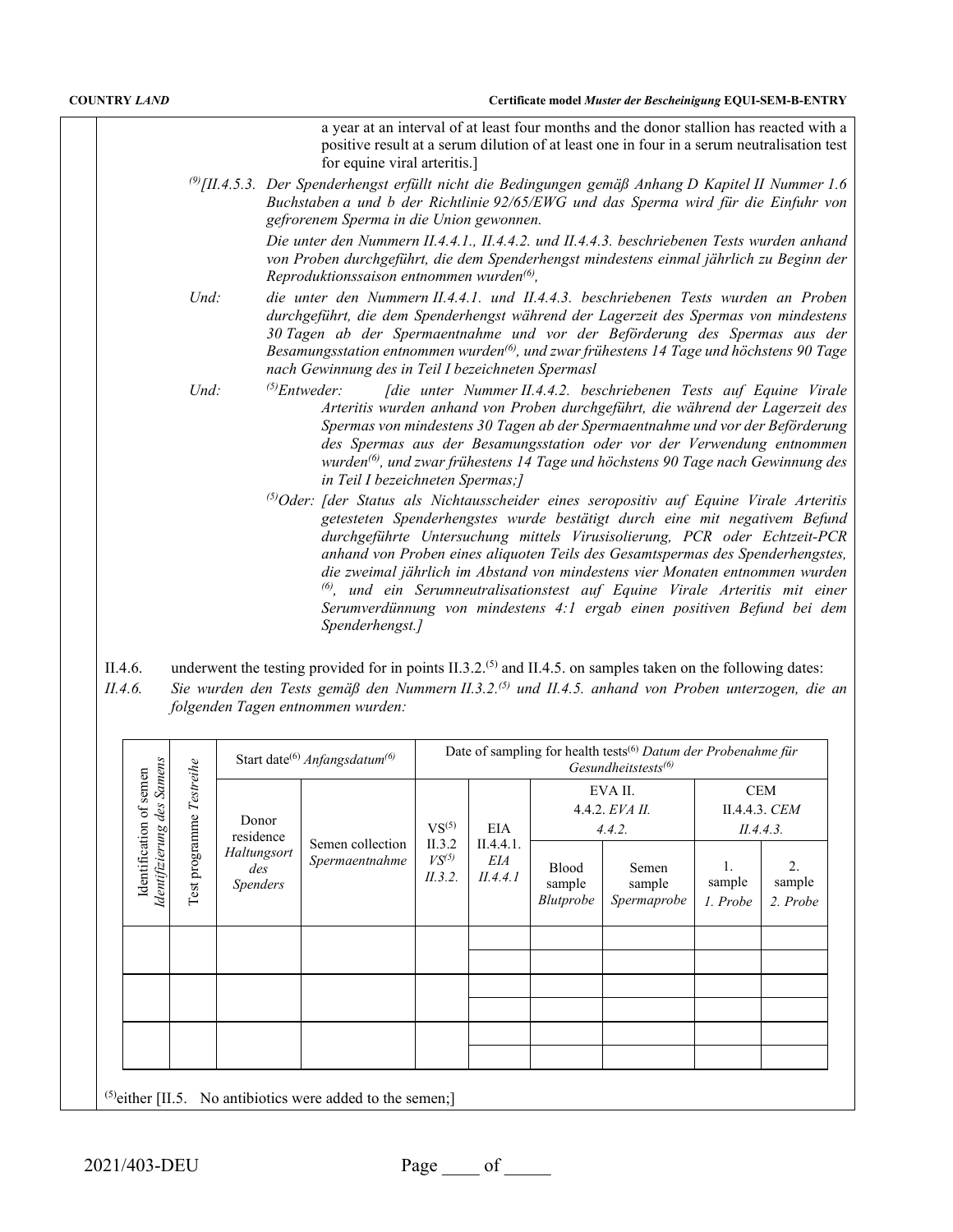a year at an interval of at least four months and the donor stallion has reacted with a positive result at a serum dilution of at least one in four in a serum neutralisation test for equine viral arteritis.]

[(9)][II.4.5.3. *Der Spenderhengst erfüllt nicht die Bedingungen gemäß Anhang D Kapitel II Nummer 1.6 Buchstaben a und b der Richtlinie 92/65/EWG und das Sperma wird für die Einfuhr von gefrorenem Sperma in die Union gewonnen.*

*Die unter den Nummern II.4.4.1., II.4.4.2. und II.4.4.3. beschriebenen Tests wurden anhand von Proben durchgeführt, die dem Spenderhengst mindestens einmal jährlich zu Beginn der Reproduktionssaison entnommen wurden[(6)],*

*Und:* *die unter den Nummern II.4.4.1. und II.4.4.3. beschriebenen Tests wurden an Proben durchgeführt, die dem Spenderhengst während der Lagerzeit des Spermas von mindestens 30 Tagen ab der Spermaentnahme und vor der Beförderung des Spermas aus der Besamungsstation entnommen wurden[(6)], und zwar frühestens 14 Tage und höchstens 90 Tage nach Gewinnung des in Teil I bezeichneten Spermasl*

*Und:* [(5)]*Entweder:* *[die unter Nummer II.4.4.2. beschriebenen Tests auf Equine Virale Arteritis wurden anhand von Proben durchgeführt, die während der Lagerzeit des Spermas von mindestens 30 Tagen ab der Spermaentnahme und vor der Beförderung des Spermas aus der Besamungsstation oder vor der Verwendung entnommen wurden[(6)], und zwar frühestens 14 Tage und höchstens 90 Tage nach Gewinnung des in Teil I bezeichneten Spermas;]*

[(5)]*Oder: [der Status als Nichtausscheider eines seropositiv auf Equine Virale Arteritis getesteten Spenderhengstes wurde bestätigt durch eine mit negativem Befund durchgeführte Untersuchung mittels Virusisolierung, PCR oder Echtzeit-PCR anhand von Proben eines aliquoten Teils des Gesamtspermas des Spenderhengstes, die zweimal jährlich im Abstand von mindestens vier Monaten entnommen wurden [(6)], und ein Serumneutralisationstest auf Equine Virale Arteritis mit einer Serumverdünnung von mindestens 4:1 ergab einen positiven Befund bei dem Spenderhengst.]*

II.4.6. underwent the testing provided for in points II.3.2.[(5)] and II.4.5. on samples taken on the following dates:

*II.4.6. Sie wurden den Tests gemäß den Nummern II.3.2.[(5)] und II.4.5. anhand von Proben unterzogen, die an folgenden Tagen entnommen wurden:*

| Identification of semen *Identifizierung des Samens* | Test programme *Testreihe* | Start date[(6)] *Anfangsdatum[(6)]* | | Date of sampling for health tests[(6)] *Datum der Probenahme für Gesundheitstests[(6)]* | | | | | |
|---|---|---|---|---|---|---|---|---|---|
| | | Donor residence *Haltungsort des Spenders* | Semen collection *Spermaentnahme* | VS[(5)] II.3.2 *VS[(5)] II.3.2.* | EIA II.4.4.1. *EIA II.4.4.1* | EVA II. 4.4.2. *EVA II. 4.4.2.* | | CEM II.4.4.3. *CEM II.4.4.3.* | |
| | | | | | | Blood sample *Blutprobe* | Semen sample *Spermaprobe* | 1. sample *1. Probe* | 2. sample *2. Probe* |
| | | | | | | | | | |
| | | | | | | | | | |
| | | | | | | | | | |
| | | | | | | | | | |
| | | | | | | | | | |
| | | | | | | | | | |

[(5)]either [II.5. No antibiotics were added to the semen;]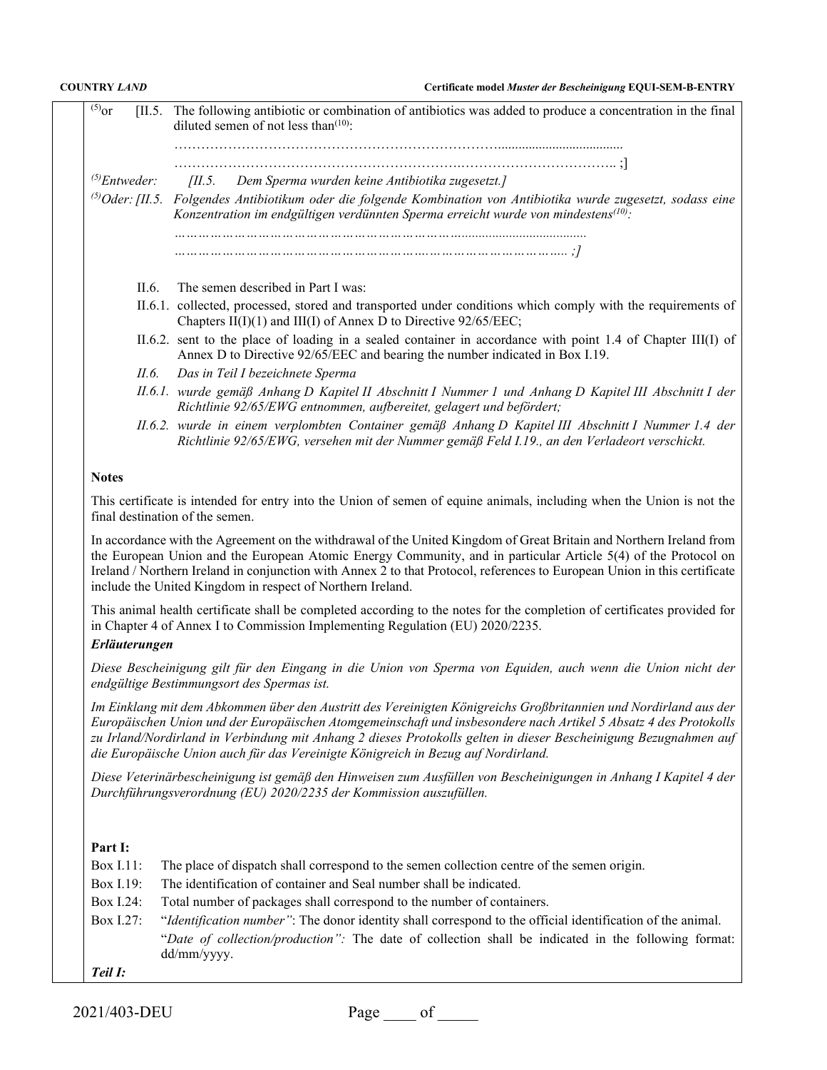[5]or [II.5. The following antibiotic or combination of antibiotics was added to produce a concentration in the final diluted semen of not less than[10]:

………………………………………………………………......................................

…………………………………………………….…………………………….. ;]

*[5]Entweder: [II.5. Dem Sperma wurden keine Antibiotika zugesetzt.]*

*[5]Oder: [II.5. Folgendes Antibiotikum oder die folgende Kombination von Antibiotika wurde zugesetzt, sodass eine Konzentration im endgültigen verdünnten Sperma erreicht wurde von mindestens[10]:*

*………………………………………………………………......................................*

*…………………………………………………….…………………………….. ;]*

II.6. The semen described in Part I was:

II.6.1. collected, processed, stored and transported under conditions which comply with the requirements of Chapters II(I)(1) and III(I) of Annex D to Directive 92/65/EEC;

II.6.2. sent to the place of loading in a sealed container in accordance with point 1.4 of Chapter III(I) of Annex D to Directive 92/65/EEC and bearing the number indicated in Box I.19.

*II.6. Das in Teil I bezeichnete Sperma*

*II.6.1. wurde gemäß Anhang D Kapitel II Abschnitt I Nummer 1 und Anhang D Kapitel III Abschnitt I der Richtlinie 92/65/EWG entnommen, aufbereitet, gelagert und befördert;*

*II.6.2. wurde in einem verplombten Container gemäß Anhang D Kapitel III Abschnitt I Nummer 1.4 der Richtlinie 92/65/EWG, versehen mit der Nummer gemäß Feld I.19., an den Verladeort verschickt.*

**Notes**

This certificate is intended for entry into the Union of semen of equine animals, including when the Union is not the final destination of the semen.

In accordance with the Agreement on the withdrawal of the United Kingdom of Great Britain and Northern Ireland from the European Union and the European Atomic Energy Community, and in particular Article 5(4) of the Protocol on Ireland / Northern Ireland in conjunction with Annex 2 to that Protocol, references to European Union in this certificate include the United Kingdom in respect of Northern Ireland.

This animal health certificate shall be completed according to the notes for the completion of certificates provided for in Chapter 4 of Annex I to Commission Implementing Regulation (EU) 2020/2235.

***Erläuterungen***

*Diese Bescheinigung gilt für den Eingang in die Union von Sperma von Equiden, auch wenn die Union nicht der endgültige Bestimmungsort des Spermas ist.*

*Im Einklang mit dem Abkommen über den Austritt des Vereinigten Königreichs Großbritannien und Nordirland aus der Europäischen Union und der Europäischen Atomgemeinschaft und insbesondere nach Artikel 5 Absatz 4 des Protokolls zu Irland/Nordirland in Verbindung mit Anhang 2 dieses Protokolls gelten in dieser Bescheinigung Bezugnahmen auf die Europäische Union auch für das Vereinigte Königreich in Bezug auf Nordirland.*

*Diese Veterinärbescheinigung ist gemäß den Hinweisen zum Ausfüllen von Bescheinigungen in Anhang I Kapitel 4 der Durchführungsverordnung (EU) 2020/2235 der Kommission auszufüllen.*

**Part I:**

Box I.11: The place of dispatch shall correspond to the semen collection centre of the semen origin.

Box I.19: The identification of container and Seal number shall be indicated.

Box I.24: Total number of packages shall correspond to the number of containers.

Box I.27: "*Identification number"*: The donor identity shall correspond to the official identification of the animal.

"*Date of collection/production":* The date of collection shall be indicated in the following format: dd/mm/yyyy.

***Teil I:***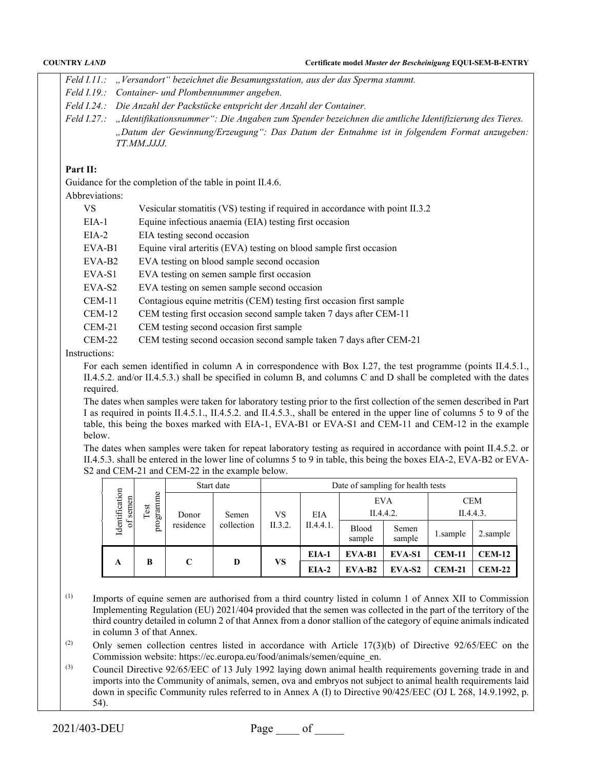*Feld I.11.:* *„Versandort" bezeichnet die Besamungsstation, aus der das Sperma stammt.*

*Feld I.19.:* *Container- und Plombennummer angeben.*

*Feld I.24.:* *Die Anzahl der Packstücke entspricht der Anzahl der Container.*

*Feld I.27.:* *„Identifikationsnummer": Die Angaben zum Spender bezeichnen die amtliche Identifizierung des Tieres.*

*„Datum der Gewinnung/Erzeugung": Das Datum der Entnahme ist in folgendem Format anzugeben: TT.MM.JJJJ.*

**Part II:**

Guidance for the completion of the table in point II.4.6.

Abbreviations:

| | |
|---|---|
| VS | Vesicular stomatitis (VS) testing if required in accordance with point II.3.2 |
| EIA-1 | Equine infectious anaemia (EIA) testing first occasion |
| EIA-2 | EIA testing second occasion |
| EVA-B1 | Equine viral arteritis (EVA) testing on blood sample first occasion |
| EVA-B2 | EVA testing on blood sample second occasion |
| EVA-S1 | EVA testing on semen sample first occasion |
| EVA-S2 | EVA testing on semen sample second occasion |
| CEM-11 | Contagious equine metritis (CEM) testing first occasion first sample |
| CEM-12 | CEM testing first occasion second sample taken 7 days after CEM-11 |
| CEM-21 | CEM testing second occasion first sample |
| CEM-22 | CEM testing second occasion second sample taken 7 days after CEM-21 |

Instructions:

For each semen identified in column A in correspondence with Box I.27, the test programme (points II.4.5.1., II.4.5.2. and/or II.4.5.3.) shall be specified in column B, and columns C and D shall be completed with the dates required.

The dates when samples were taken for laboratory testing prior to the first collection of the semen described in Part I as required in points II.4.5.1., II.4.5.2. and II.4.5.3., shall be entered in the upper line of columns 5 to 9 of the table, this being the boxes marked with EIA-1, EVA-B1 or EVA-S1 and CEM-11 and CEM-12 in the example below.

The dates when samples were taken for repeat laboratory testing as required in accordance with point II.4.5.2. or II.4.5.3. shall be entered in the lower line of columns 5 to 9 in table, this being the boxes EIA-2, EVA-B2 or EVA-S2 and CEM-21 and CEM-22 in the example below.

| Identification of semen | Test programme | Start date | | Date of sampling for health tests | | | | | |
|---|---|---|---|---|---|---|---|---|---|
| | | Donor residence | Semen collection | VS II.3.2. | EIA II.4.4.1. | EVA II.4.4.2. | | CEM II.4.4.3. | |
| | | | | | | Blood sample | Semen sample | 1.sample | 2.sample |
| **A** | **B** | **C** | **D** | **VS** | **EIA-1** | **EVA-B1** | **EVA-S1** | **CEM-11** | **CEM-12** |
| | | | | | **EIA-2** | **EVA-B2** | **EVA-S2** | **CEM-21** | **CEM-22** |

(1) Imports of equine semen are authorised from a third country listed in column 1 of Annex XII to Commission Implementing Regulation (EU) 2021/404 provided that the semen was collected in the part of the territory of the third country detailed in column 2 of that Annex from a donor stallion of the category of equine animals indicated in column 3 of that Annex.

(2) Only semen collection centres listed in accordance with Article 17(3)(b) of Directive 92/65/EEC on the Commission website: https://ec.europa.eu/food/animals/semen/equine_en.

(3) Council Directive 92/65/EEC of 13 July 1992 laying down animal health requirements governing trade in and imports into the Community of animals, semen, ova and embryos not subject to animal health requirements laid down in specific Community rules referred to in Annex A (I) to Directive 90/425/EEC (OJ L 268, 14.9.1992, p. 54).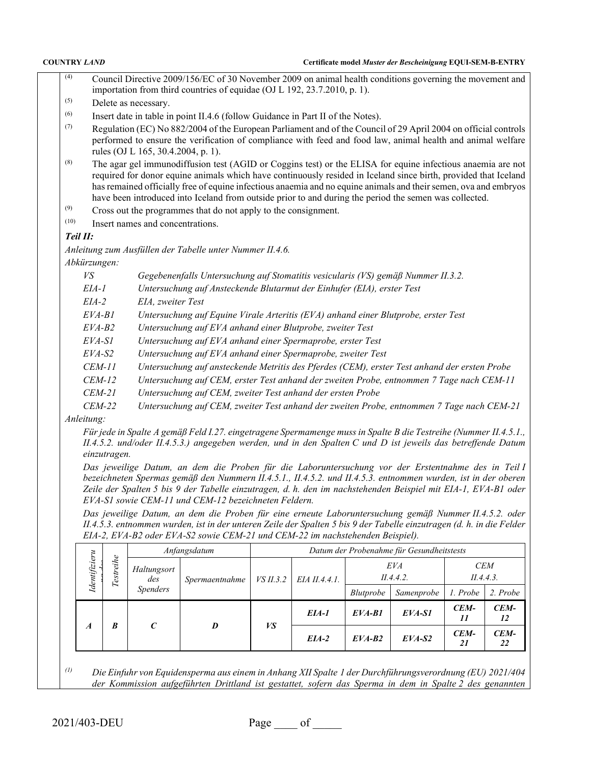(4) Council Directive 2009/156/EC of 30 November 2009 on animal health conditions governing the movement and importation from third countries of equidae (OJ L 192, 23.7.2010, p. 1).

(5) Delete as necessary.

(6) Insert date in table in point II.4.6 (follow Guidance in Part II of the Notes).

(7) Regulation (EC) No 882/2004 of the European Parliament and of the Council of 29 April 2004 on official controls performed to ensure the verification of compliance with feed and food law, animal health and animal welfare rules (OJ L 165, 30.4.2004, p. 1).

(8) The agar gel immunodiffusion test (AGID or Coggins test) or the ELISA for equine infectious anaemia are not required for donor equine animals which have continuously resided in Iceland since birth, provided that Iceland has remained officially free of equine infectious anaemia and no equine animals and their semen, ova and embryos have been introduced into Iceland from outside prior to and during the period the semen was collected.

(9) Cross out the programmes that do not apply to the consignment.

(10) Insert names and concentrations.

***Teil II:***

*Anleitung zum Ausfüllen der Tabelle unter Nummer II.4.6.*

*Abkürzungen:*

| | |
|---|---|
| *VS* | *Gegebenenfalls Untersuchung auf Stomatitis vesicularis (VS) gemäß Nummer II.3.2.* |
| *EIA-1* | *Untersuchung auf Ansteckende Blutarmut der Einhufer (EIA), erster Test* |
| *EIA-2* | *EIA, zweiter Test* |
| *EVA-B1* | *Untersuchung auf Equine Virale Arteritis (EVA) anhand einer Blutprobe, erster Test* |
| *EVA-B2* | *Untersuchung auf EVA anhand einer Blutprobe, zweiter Test* |
| *EVA-S1* | *Untersuchung auf EVA anhand einer Spermaprobe, erster Test* |
| *EVA-S2* | *Untersuchung auf EVA anhand einer Spermaprobe, zweiter Test* |
| *CEM-11* | *Untersuchung auf ansteckende Metritis des Pferdes (CEM), erster Test anhand der ersten Probe* |
| *CEM-12* | *Untersuchung auf CEM, erster Test anhand der zweiten Probe, entnommen 7 Tage nach CEM-11* |
| *CEM-21* | *Untersuchung auf CEM, zweiter Test anhand der ersten Probe* |
| *CEM-22* | *Untersuchung auf CEM, zweiter Test anhand der zweiten Probe, entnommen 7 Tage nach CEM-21* |

*Anleitung:*

*Für jede in Spalte A gemäß Feld I.27. eingetragene Spermamenge muss in Spalte B die Testreihe (Nummer II.4.5.1., II.4.5.2. und/oder II.4.5.3.) angegeben werden, und in den Spalten C und D ist jeweils das betreffende Datum einzutragen.*

*Das jeweilige Datum, an dem die Proben für die Laboruntersuchung vor der Erstentnahme des in Teil I bezeichneten Spermas gemäß den Nummern II.4.5.1., II.4.5.2. und II.4.5.3. entnommen wurden, ist in der oberen Zeile der Spalten 5 bis 9 der Tabelle einzutragen, d. h. den im nachstehenden Beispiel mit EIA-1, EVA-B1 oder EVA-S1 sowie CEM-11 und CEM-12 bezeichneten Feldern.*

*Das jeweilige Datum, an dem die Proben für eine erneute Laboruntersuchung gemäß Nummer II.4.5.2. oder II.4.5.3. entnommen wurden, ist in der unteren Zeile der Spalten 5 bis 9 der Tabelle einzutragen (d. h. in die Felder EIA-2, EVA-B2 oder EVA-S2 sowie CEM-21 und CEM-22 im nachstehenden Beispiel).*

| *Identifizierung des* | *Testreihe* | *Anfangsdatum* | | *Datum der Probenahme für Gesundheitstests* | | | | | |
|---|---|---|---|---|---|---|---|---|---|
| | | *Haltungsort des Spenders* | *Spermaentnahme* | *VS II.3.2* | *EIA II.4.4.1.* | *EVA II.4.4.2.* | | *CEM II.4.4.3.* | |
| | | | | | | *Blutprobe* | *Samenprobe* | *1. Probe* | *2. Probe* |
| ***A*** | ***B*** | ***C*** | ***D*** | ***VS*** | ***EIA-1*** | ***EVA-B1*** | ***EVA-S1*** | ***CEM-11*** | ***CEM-12*** |
| | | | | | ***EIA-2*** | ***EVA-B2*** | ***EVA-S2*** | ***CEM-21*** | ***CEM-22*** |

*(1) Die Einfuhr von Equidensperma aus einem in Anhang XII Spalte 1 der Durchführungsverordnung (EU) 2021/404 der Kommission aufgeführten Drittland ist gestattet, sofern das Sperma in dem in Spalte 2 des genannten*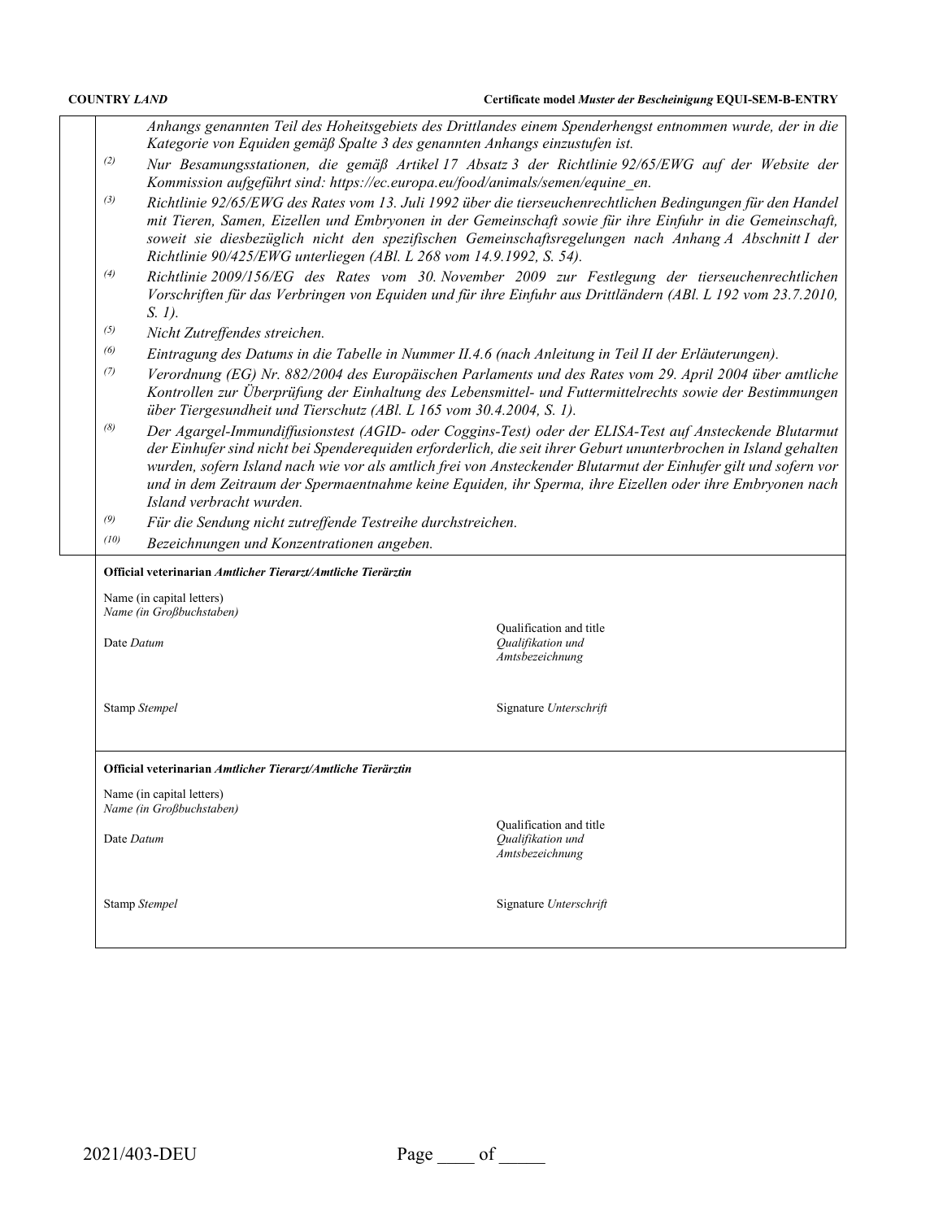*Anhangs genannten Teil des Hoheitsgebiets des Drittlandes einem Spenderhengst entnommen wurde, der in die Kategorie von Equiden gemäß Spalte 3 des genannten Anhangs einzustufen ist.*

(2) *Nur Besamungsstationen, die gemäß Artikel 17 Absatz 3 der Richtlinie 92/65/EWG auf der Website der Kommission aufgeführt sind: https://ec.europa.eu/food/animals/semen/equine_en.*

(3) *Richtlinie 92/65/EWG des Rates vom 13. Juli 1992 über die tierseuchenrechtlichen Bedingungen für den Handel mit Tieren, Samen, Eizellen und Embryonen in der Gemeinschaft sowie für ihre Einfuhr in die Gemeinschaft, soweit sie diesbezüglich nicht den spezifischen Gemeinschaftsregelungen nach Anhang A Abschnitt I der Richtlinie 90/425/EWG unterliegen (ABl. L 268 vom 14.9.1992, S. 54).*

(4) *Richtlinie 2009/156/EG des Rates vom 30. November 2009 zur Festlegung der tierseuchenrechtlichen Vorschriften für das Verbringen von Equiden und für ihre Einfuhr aus Drittländern (ABl. L 192 vom 23.7.2010, S. 1).*

(5) *Nicht Zutreffendes streichen.*

(6) *Eintragung des Datums in die Tabelle in Nummer II.4.6 (nach Anleitung in Teil II der Erläuterungen).*

(7) *Verordnung (EG) Nr. 882/2004 des Europäischen Parlaments und des Rates vom 29. April 2004 über amtliche Kontrollen zur Überprüfung der Einhaltung des Lebensmittel- und Futtermittelrechts sowie der Bestimmungen über Tiergesundheit und Tierschutz (ABl. L 165 vom 30.4.2004, S. 1).*

(8) *Der Agargel-Immundiffusionstest (AGID- oder Coggins-Test) oder der ELISA-Test auf Ansteckende Blutarmut der Einhufer sind nicht bei Spenderequiden erforderlich, die seit ihrer Geburt ununterbrochen in Island gehalten wurden, sofern Island nach wie vor als amtlich frei von Ansteckender Blutarmut der Einhufer gilt und sofern vor und in dem Zeitraum der Spermaentnahme keine Equiden, ihr Sperma, ihre Eizellen oder ihre Embryonen nach Island verbracht wurden.*

(9) *Für die Sendung nicht zutreffende Testreihe durchstreichen.*

(10) *Bezeichnungen und Konzentrationen angeben.*

**Official veterinarian** ***Amtlicher Tierarzt/Amtliche Tierärztin***

Name (in capital letters)
*Name (in Großbuchstaben)*

Date *Datum*

Qualification and title
*Qualifikation und Amtsbezeichnung*

Stamp *Stempel*

Signature *Unterschrift*

**Official veterinarian** ***Amtlicher Tierarzt/Amtliche Tierärztin***

Name (in capital letters)
*Name (in Großbuchstaben)*

Date *Datum*

Qualification and title
*Qualifikation und Amtsbezeichnung*

Stamp *Stempel*

Signature *Unterschrift*